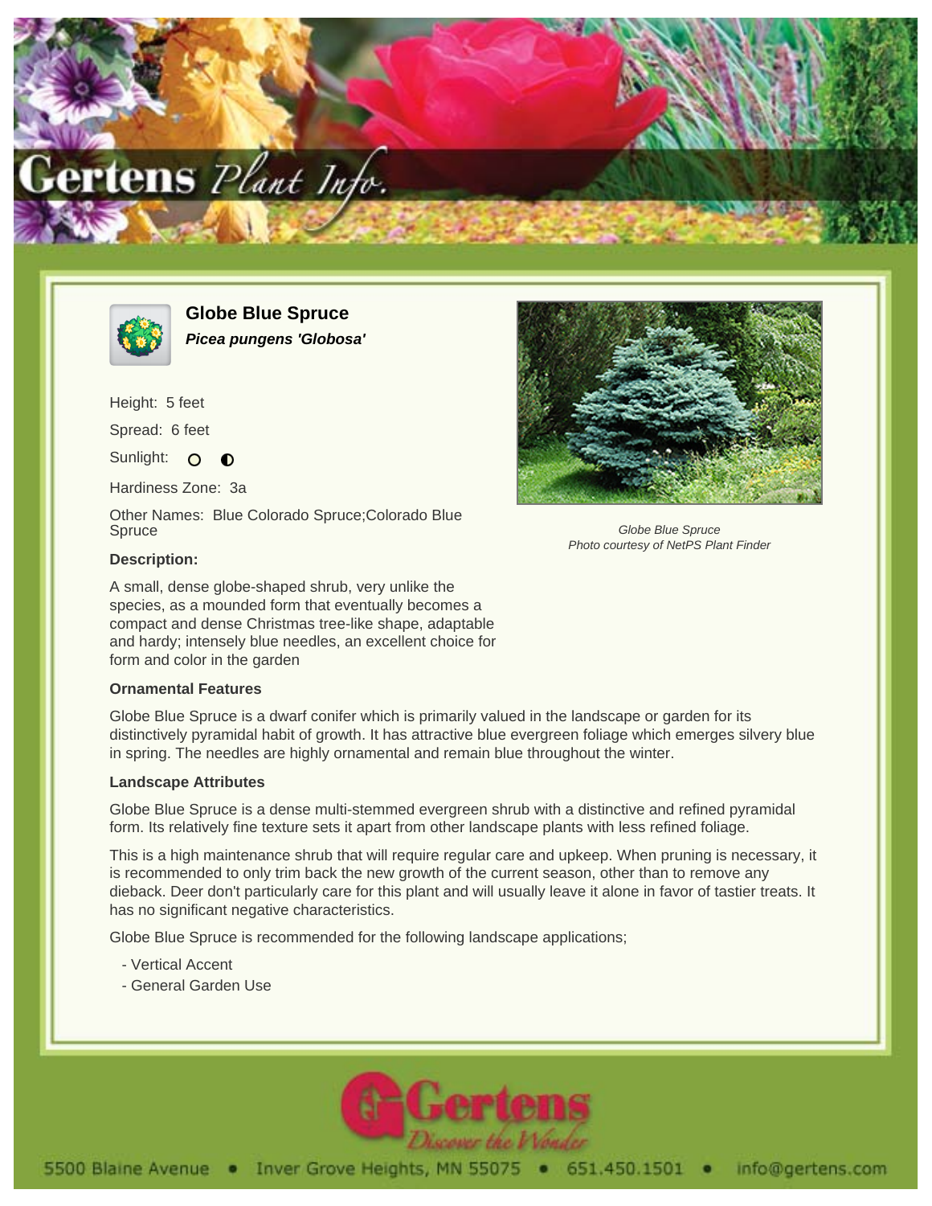# Globe Blue Spruce

***Picea pungens 'Globosa'***

Height: 5 feet

Spread: 6 feet

Sunlight:

Hardiness Zone: 3a

Other Names: Blue Colorado Spruce;Colorado Blue Spruce

Globe Blue Spruce
Photo courtesy of NetPS Plant Finder

### Description:

A small, dense globe-shaped shrub, very unlike the species, as a mounded form that eventually becomes a compact and dense Christmas tree-like shape, adaptable and hardy; intensely blue needles, an excellent choice for form and color in the garden

### Ornamental Features

Globe Blue Spruce is a dwarf conifer which is primarily valued in the landscape or garden for its distinctively pyramidal habit of growth. It has attractive blue evergreen foliage which emerges silvery blue in spring. The needles are highly ornamental and remain blue throughout the winter.

### Landscape Attributes

Globe Blue Spruce is a dense multi-stemmed evergreen shrub with a distinctive and refined pyramidal form. Its relatively fine texture sets it apart from other landscape plants with less refined foliage.

This is a high maintenance shrub that will require regular care and upkeep. When pruning is necessary, it is recommended to only trim back the new growth of the current season, other than to remove any dieback. Deer don't particularly care for this plant and will usually leave it alone in favor of tastier treats. It has no significant negative characteristics.

Globe Blue Spruce is recommended for the following landscape applications;

- Vertical Accent
- General Garden Use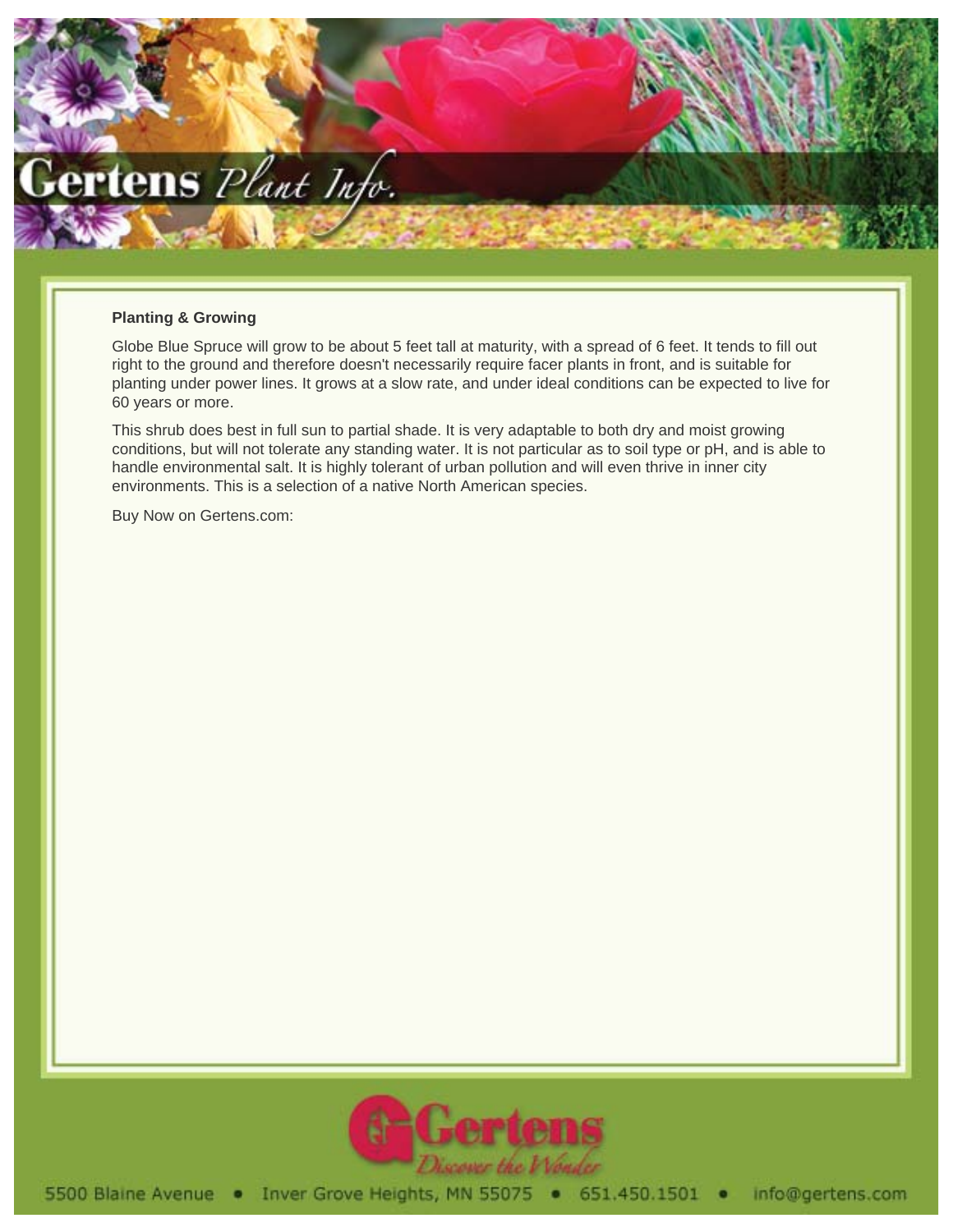**Planting & Growing**

Globe Blue Spruce will grow to be about 5 feet tall at maturity, with a spread of 6 feet. It tends to fill out right to the ground and therefore doesn't necessarily require facer plants in front, and is suitable for planting under power lines. It grows at a slow rate, and under ideal conditions can be expected to live for 60 years or more.

This shrub does best in full sun to partial shade. It is very adaptable to both dry and moist growing conditions, but will not tolerate any standing water. It is not particular as to soil type or pH, and is able to handle environmental salt. It is highly tolerant of urban pollution and will even thrive in inner city environments. This is a selection of a native North American species.

Buy Now on Gertens.com: